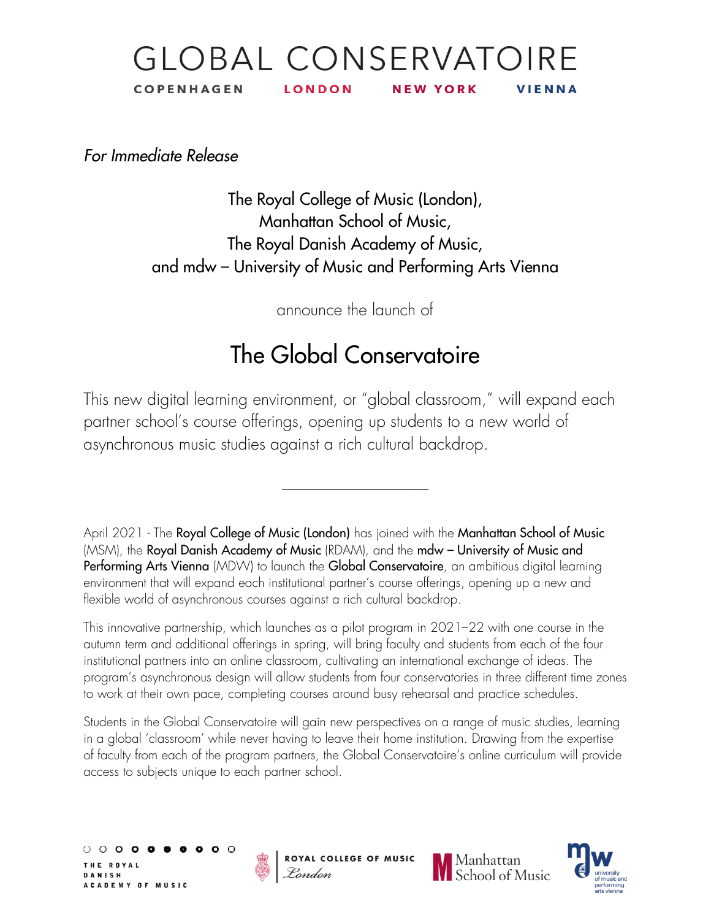# GLOBAL CONSERVATOIRE

**COPENHAGEN LONDON NEW YORK VIENNA**

*For Immediate Release*

The Royal College of Music (London),
Manhattan School of Music,
The Royal Danish Academy of Music,
and mdw – University of Music and Performing Arts Vienna

announce the launch of

## The Global Conservatoire

This new digital learning environment, or "global classroom," will expand each partner school's course offerings, opening up students to a new world of asynchronous music studies against a rich cultural backdrop.

---

April 2021 - The **Royal College of Music (London)** has joined with the **Manhattan School of Music** (MSM), the **Royal Danish Academy of Music** (RDAM), and the **mdw – University of Music and Performing Arts Vienna** (MDW) to launch the **Global Conservatoire**, an ambitious digital learning environment that will expand each institutional partner's course offerings, opening up a new and flexible world of asynchronous courses against a rich cultural backdrop.

This innovative partnership, which launches as a pilot program in 2021–22 with one course in the autumn term and additional offerings in spring, will bring faculty and students from each of the four institutional partners into an online classroom, cultivating an international exchange of ideas. The program's asynchronous design will allow students from four conservatories in three different time zones to work at their own pace, completing courses around busy rehearsal and practice schedules.

Students in the Global Conservatoire will gain new perspectives on a range of music studies, learning in a global 'classroom' while never having to leave their home institution. Drawing from the expertise of faculty from each of the program partners, the Global Conservatoire's online curriculum will provide access to subjects unique to each partner school.

THE ROYAL DANISH ACADEMY OF MUSIC | ROYAL COLLEGE OF MUSIC London | Manhattan School of Music | mdw university of music and performing arts vienna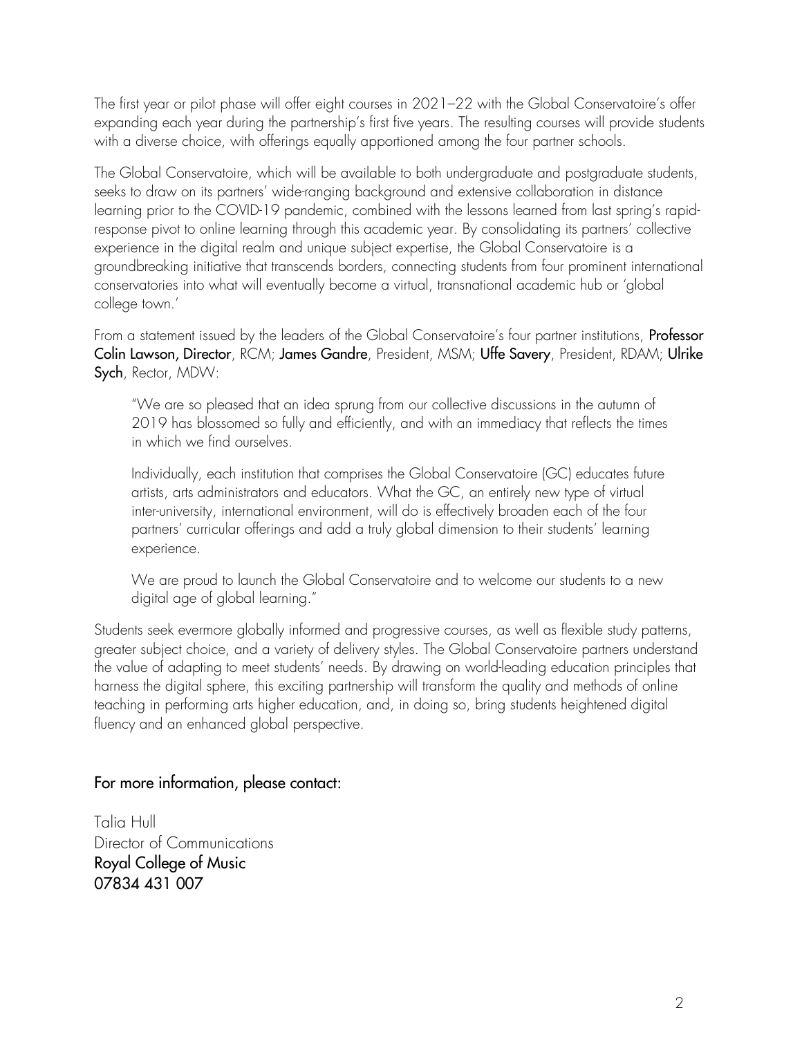The first year or pilot phase will offer eight courses in 2021–22 with the Global Conservatoire's offer expanding each year during the partnership's first five years. The resulting courses will provide students with a diverse choice, with offerings equally apportioned among the four partner schools.

The Global Conservatoire, which will be available to both undergraduate and postgraduate students, seeks to draw on its partners' wide-ranging background and extensive collaboration in distance learning prior to the COVID-19 pandemic, combined with the lessons learned from last spring's rapid-response pivot to online learning through this academic year. By consolidating its partners' collective experience in the digital realm and unique subject expertise, the Global Conservatoire is a groundbreaking initiative that transcends borders, connecting students from four prominent international conservatories into what will eventually become a virtual, transnational academic hub or 'global college town.'

From a statement issued by the leaders of the Global Conservatoire's four partner institutions, **Professor Colin Lawson, Director**, RCM; **James Gandre**, President, MSM; **Uffe Savery**, President, RDAM; **Ulrike Sych**, Rector, MDW:

> "We are so pleased that an idea sprung from our collective discussions in the autumn of 2019 has blossomed so fully and efficiently, and with an immediacy that reflects the times in which we find ourselves.
>
> Individually, each institution that comprises the Global Conservatoire (GC) educates future artists, arts administrators and educators. What the GC, an entirely new type of virtual inter-university, international environment, will do is effectively broaden each of the four partners' curricular offerings and add a truly global dimension to their students' learning experience.
>
> We are proud to launch the Global Conservatoire and to welcome our students to a new digital age of global learning."

Students seek evermore globally informed and progressive courses, as well as flexible study patterns, greater subject choice, and a variety of delivery styles. The Global Conservatoire partners understand the value of adapting to meet students' needs. By drawing on world-leading education principles that harness the digital sphere, this exciting partnership will transform the quality and methods of online teaching in performing arts higher education, and, in doing so, bring students heightened digital fluency and an enhanced global perspective.

## For more information, please contact:

Talia Hull
Director of Communications
**Royal College of Music**
**07834 431 007**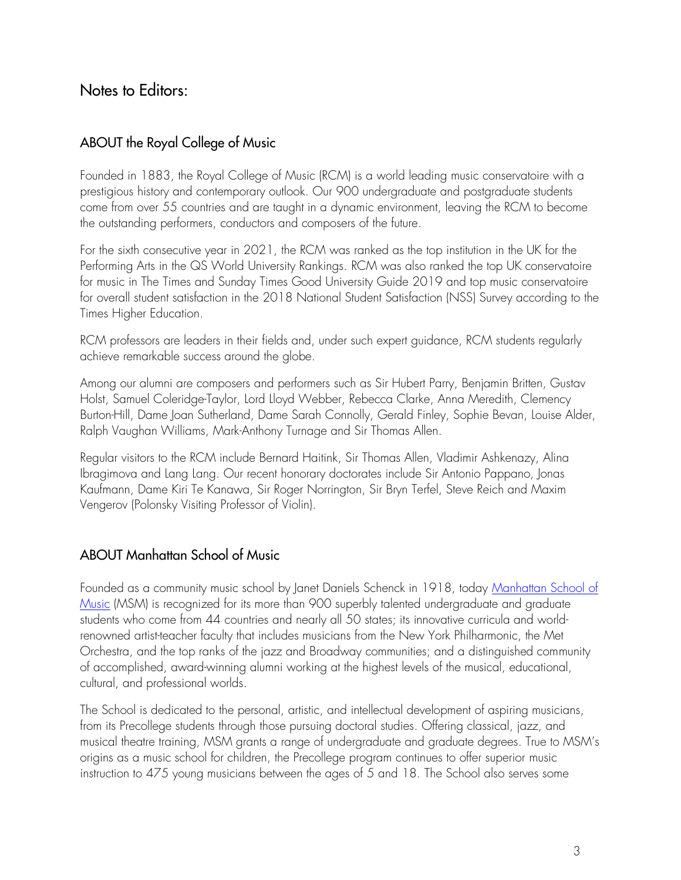# Notes to Editors:

## ABOUT the Royal College of Music

Founded in 1883, the Royal College of Music (RCM) is a world leading music conservatoire with a prestigious history and contemporary outlook. Our 900 undergraduate and postgraduate students come from over 55 countries and are taught in a dynamic environment, leaving the RCM to become the outstanding performers, conductors and composers of the future.

For the sixth consecutive year in 2021, the RCM was ranked as the top institution in the UK for the Performing Arts in the QS World University Rankings. RCM was also ranked the top UK conservatoire for music in The Times and Sunday Times Good University Guide 2019 and top music conservatoire for overall student satisfaction in the 2018 National Student Satisfaction (NSS) Survey according to the Times Higher Education.

RCM professors are leaders in their fields and, under such expert guidance, RCM students regularly achieve remarkable success around the globe.

Among our alumni are composers and performers such as Sir Hubert Parry, Benjamin Britten, Gustav Holst, Samuel Coleridge-Taylor, Lord Lloyd Webber, Rebecca Clarke, Anna Meredith, Clemency Burton-Hill, Dame Joan Sutherland, Dame Sarah Connolly, Gerald Finley, Sophie Bevan, Louise Alder, Ralph Vaughan Williams, Mark-Anthony Turnage and Sir Thomas Allen.

Regular visitors to the RCM include Bernard Haitink, Sir Thomas Allen, Vladimir Ashkenazy, Alina Ibragimova and Lang Lang. Our recent honorary doctorates include Sir Antonio Pappano, Jonas Kaufmann, Dame Kiri Te Kanawa, Sir Roger Norrington, Sir Bryn Terfel, Steve Reich and Maxim Vengerov (Polonsky Visiting Professor of Violin).

## ABOUT Manhattan School of Music

Founded as a community music school by Janet Daniels Schenck in 1918, today Manhattan School of Music (MSM) is recognized for its more than 900 superbly talented undergraduate and graduate students who come from 44 countries and nearly all 50 states; its innovative curricula and world-renowned artist-teacher faculty that includes musicians from the New York Philharmonic, the Met Orchestra, and the top ranks of the jazz and Broadway communities; and a distinguished community of accomplished, award-winning alumni working at the highest levels of the musical, educational, cultural, and professional worlds.

The School is dedicated to the personal, artistic, and intellectual development of aspiring musicians, from its Precollege students through those pursuing doctoral studies. Offering classical, jazz, and musical theatre training, MSM grants a range of undergraduate and graduate degrees. True to MSM's origins as a music school for children, the Precollege program continues to offer superior music instruction to 475 young musicians between the ages of 5 and 18. The School also serves some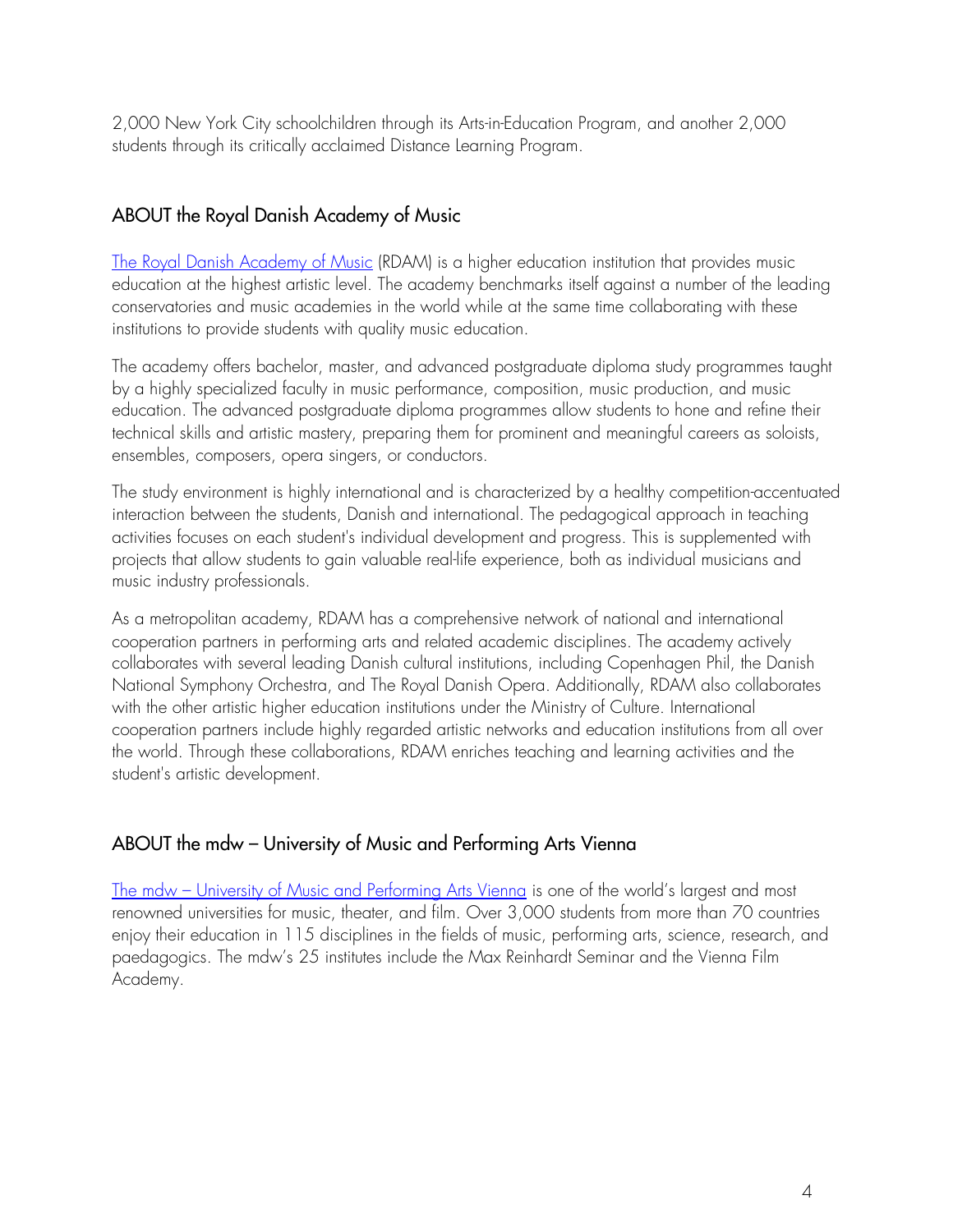2,000 New York City schoolchildren through its Arts-in-Education Program, and another 2,000 students through its critically acclaimed Distance Learning Program.

## ABOUT the Royal Danish Academy of Music

The Royal Danish Academy of Music (RDAM) is a higher education institution that provides music education at the highest artistic level. The academy benchmarks itself against a number of the leading conservatories and music academies in the world while at the same time collaborating with these institutions to provide students with quality music education.

The academy offers bachelor, master, and advanced postgraduate diploma study programmes taught by a highly specialized faculty in music performance, composition, music production, and music education. The advanced postgraduate diploma programmes allow students to hone and refine their technical skills and artistic mastery, preparing them for prominent and meaningful careers as soloists, ensembles, composers, opera singers, or conductors.

The study environment is highly international and is characterized by a healthy competition-accentuated interaction between the students, Danish and international. The pedagogical approach in teaching activities focuses on each student's individual development and progress. This is supplemented with projects that allow students to gain valuable real-life experience, both as individual musicians and music industry professionals.

As a metropolitan academy, RDAM has a comprehensive network of national and international cooperation partners in performing arts and related academic disciplines. The academy actively collaborates with several leading Danish cultural institutions, including Copenhagen Phil, the Danish National Symphony Orchestra, and The Royal Danish Opera. Additionally, RDAM also collaborates with the other artistic higher education institutions under the Ministry of Culture. International cooperation partners include highly regarded artistic networks and education institutions from all over the world. Through these collaborations, RDAM enriches teaching and learning activities and the student's artistic development.

## ABOUT the mdw – University of Music and Performing Arts Vienna

The mdw – University of Music and Performing Arts Vienna is one of the world's largest and most renowned universities for music, theater, and film. Over 3,000 students from more than 70 countries enjoy their education in 115 disciplines in the fields of music, performing arts, science, research, and paedagogics. The mdw's 25 institutes include the Max Reinhardt Seminar and the Vienna Film Academy.